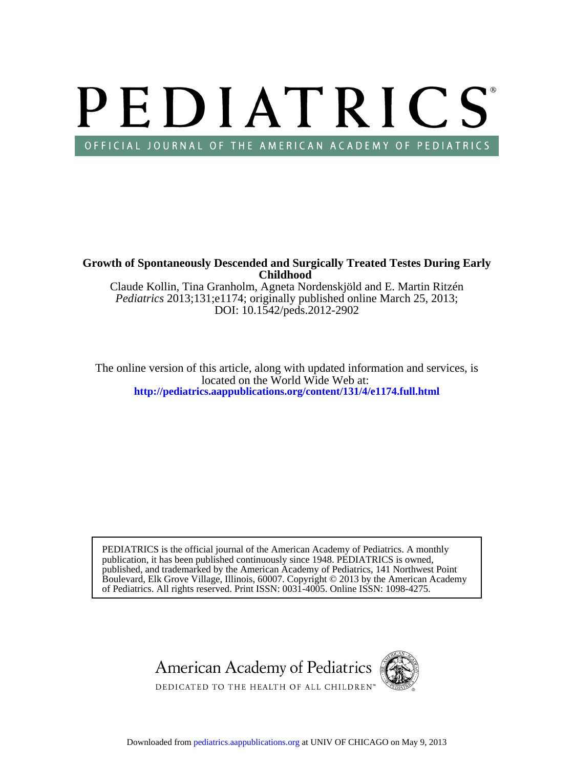# PEDIATRICS

OFFICIAL JOURNAL OF THE AMERICAN ACADEMY OF PEDIATRICS

**Growth of Spontaneously Descended and Surgically Treated Testes During Early Childhood**

Claude Kollin, Tina Granholm, Agneta Nordenskjöld and E. Martin Ritzén

*Pediatrics* 2013;131;e1174; originally published online March 25, 2013;

DOI: 10.1542/peds.2012-2902

The online version of this article, along with updated information and services, is located on the World Wide Web at:

**http://pediatrics.aappublications.org/content/131/4/e1174.full.html**

PEDIATRICS is the official journal of the American Academy of Pediatrics. A monthly publication, it has been published continuously since 1948. PEDIATRICS is owned, published, and trademarked by the American Academy of Pediatrics, 141 Northwest Point Boulevard, Elk Grove Village, Illinois, 60007. Copyright © 2013 by the American Academy of Pediatrics. All rights reserved. Print ISSN: 0031-4005. Online ISSN: 1098-4275.

American Academy of Pediatrics

DEDICATED TO THE HEALTH OF ALL CHILDREN™

Downloaded from pediatrics.aappublications.org at UNIV OF CHICAGO on May 9, 2013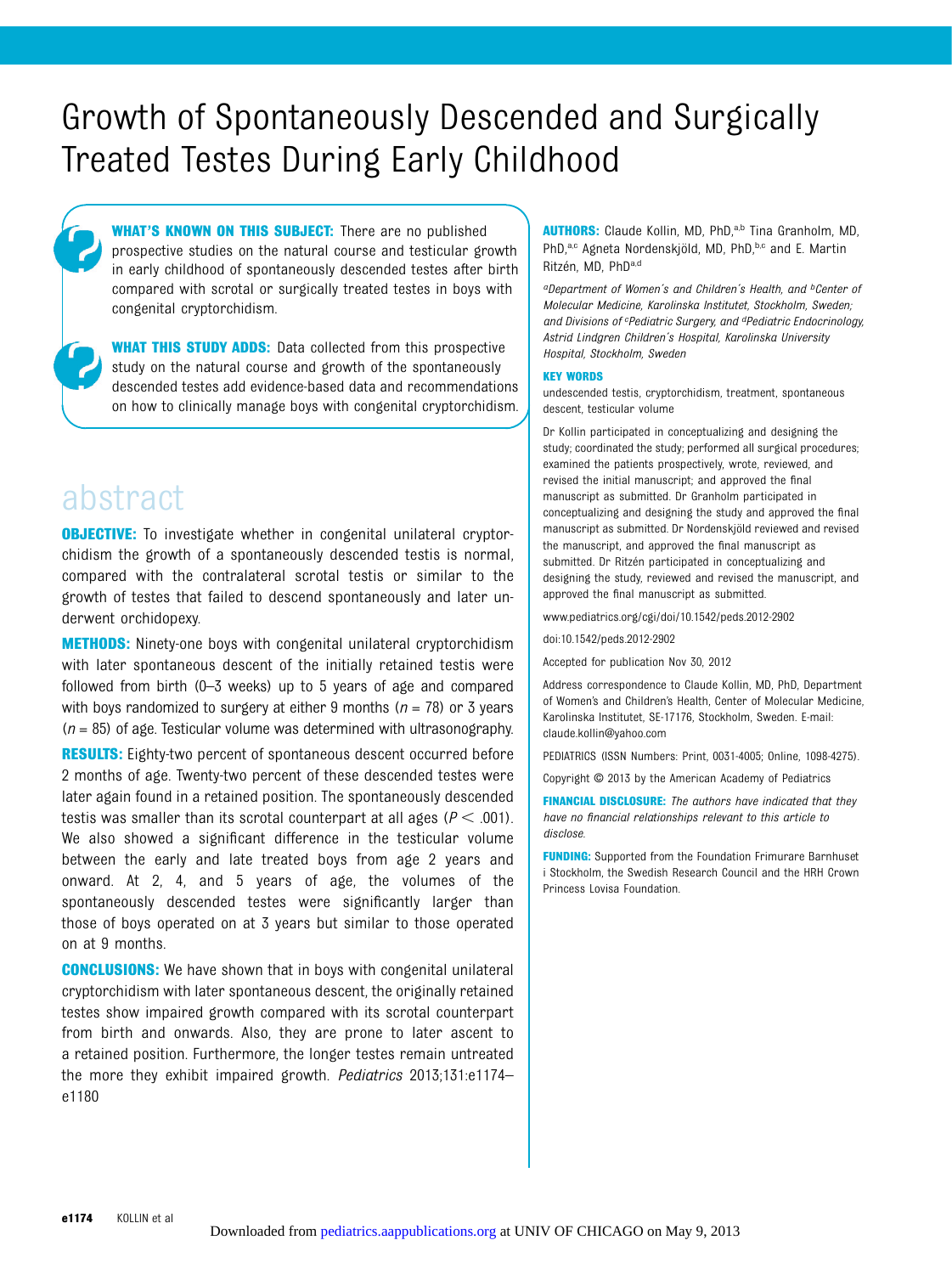# Growth of Spontaneously Descended and Surgically Treated Testes During Early Childhood

**WHAT'S KNOWN ON THIS SUBJECT:** There are no published prospective studies on the natural course and testicular growth in early childhood of spontaneously descended testes after birth compared with scrotal or surgically treated testes in boys with congenital cryptorchidism.

**WHAT THIS STUDY ADDS:** Data collected from this prospective study on the natural course and growth of the spontaneously descended testes add evidence-based data and recommendations on how to clinically manage boys with congenital cryptorchidism.

## abstract

**OBJECTIVE:** To investigate whether in congenital unilateral cryptorchidism the growth of a spontaneously descended testis is normal, compared with the contralateral scrotal testis or similar to the growth of testes that failed to descend spontaneously and later underwent orchidopexy.

**METHODS:** Ninety-one boys with congenital unilateral cryptorchidism with later spontaneous descent of the initially retained testis were followed from birth (0–3 weeks) up to 5 years of age and compared with boys randomized to surgery at either 9 months ($n = 78$) or 3 years ($n = 85$) of age. Testicular volume was determined with ultrasonography.

**RESULTS:** Eighty-two percent of spontaneous descent occurred before 2 months of age. Twenty-two percent of these descended testes were later again found in a retained position. The spontaneously descended testis was smaller than its scrotal counterpart at all ages ($P < .001$). We also showed a significant difference in the testicular volume between the early and late treated boys from age 2 years and onward. At 2, 4, and 5 years of age, the volumes of the spontaneously descended testes were significantly larger than those of boys operated on at 3 years but similar to those operated on at 9 months.

**CONCLUSIONS:** We have shown that in boys with congenital unilateral cryptorchidism with later spontaneous descent, the originally retained testes show impaired growth compared with its scrotal counterpart from birth and onwards. Also, they are prone to later ascent to a retained position. Furthermore, the longer testes remain untreated the more they exhibit impaired growth. *Pediatrics* 2013;131:e1174–e1180

**AUTHORS:** Claude Kollin, MD, PhD,[a,b] Tina Granholm, MD, PhD,[a,c] Agneta Nordenskjöld, MD, PhD,[b,c] and E. Martin Ritzén, MD, PhD[a,d]

*[a]Department of Women's and Children's Health, and [b]Center of Molecular Medicine, Karolinska Institutet, Stockholm, Sweden; and Divisions of [c]Pediatric Surgery, and [d]Pediatric Endocrinology, Astrid Lindgren Children's Hospital, Karolinska University Hospital, Stockholm, Sweden*

**KEY WORDS**

undescended testis, cryptorchidism, treatment, spontaneous descent, testicular volume

Dr Kollin participated in conceptualizing and designing the study; coordinated the study; performed all surgical procedures; examined the patients prospectively, wrote, reviewed, and revised the initial manuscript; and approved the final manuscript as submitted. Dr Granholm participated in conceptualizing and designing the study and approved the final manuscript as submitted. Dr Nordenskjöld reviewed and revised the manuscript, and approved the final manuscript as submitted. Dr Ritzén participated in conceptualizing and designing the study, reviewed and revised the manuscript, and approved the final manuscript as submitted.

www.pediatrics.org/cgi/doi/10.1542/peds.2012-2902

doi:10.1542/peds.2012-2902

Accepted for publication Nov 30, 2012

Address correspondence to Claude Kollin, MD, PhD, Department of Women's and Children's Health, Center of Molecular Medicine, Karolinska Institutet, SE-17176, Stockholm, Sweden. E-mail: claude.kollin@yahoo.com

PEDIATRICS (ISSN Numbers: Print, 0031-4005; Online, 1098-4275).

Copyright © 2013 by the American Academy of Pediatrics

**FINANCIAL DISCLOSURE:** *The authors have indicated that they have no financial relationships relevant to this article to disclose.*

**FUNDING:** Supported from the Foundation Frimurare Barnhuset i Stockholm, the Swedish Research Council and the HRH Crown Princess Lovisa Foundation.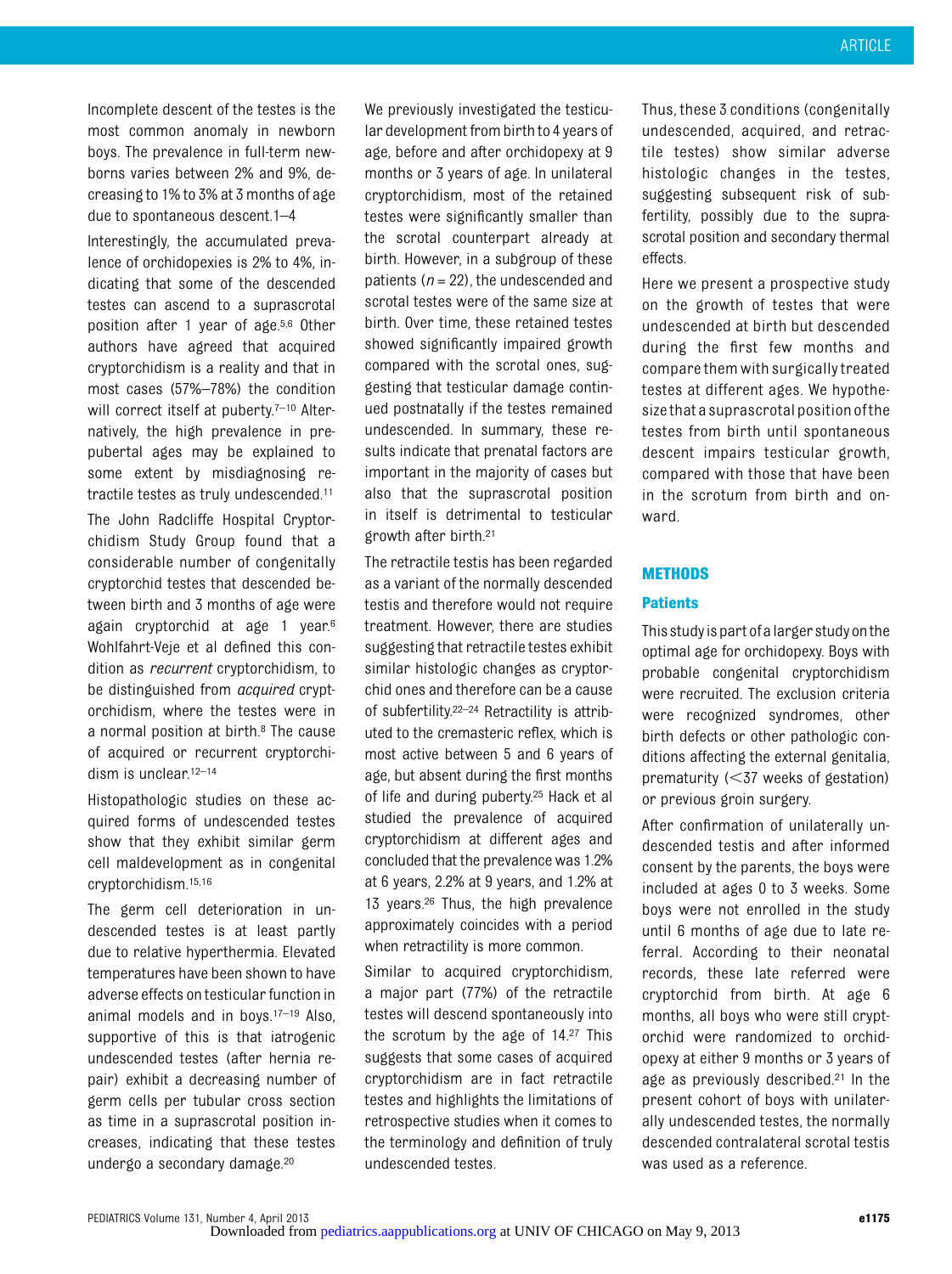Incomplete descent of the testes is the most common anomaly in newborn boys. The prevalence in full-term newborns varies between 2% and 9%, decreasing to 1% to 3% at 3 months of age due to spontaneous descent.[1–4]

Interestingly, the accumulated prevalence of orchidopexies is 2% to 4%, indicating that some of the descended testes can ascend to a suprascrotal position after 1 year of age.[5,6] Other authors have agreed that acquired cryptorchidism is a reality and that in most cases (57%–78%) the condition will correct itself at puberty.[7–10] Alternatively, the high prevalence in prepubertal ages may be explained to some extent by misdiagnosing retractile testes as truly undescended.[11]

The John Radcliffe Hospital Cryptorchidism Study Group found that a considerable number of congenitally cryptorchid testes that descended between birth and 3 months of age were again cryptorchid at age 1 year.[6] Wohlfahrt-Veje et al defined this condition as *recurrent* cryptorchidism, to be distinguished from *acquired* cryptorchidism, where the testes were in a normal position at birth.[8] The cause of acquired or recurrent cryptorchidism is unclear.[12–14]

Histopathologic studies on these acquired forms of undescended testes show that they exhibit similar germ cell maldevelopment as in congenital cryptorchidism.[15,16]

The germ cell deterioration in undescended testes is at least partly due to relative hyperthermia. Elevated temperatures have been shown to have adverse effects on testicular function in animal models and in boys.[17–19] Also, supportive of this is that iatrogenic undescended testes (after hernia repair) exhibit a decreasing number of germ cells per tubular cross section as time in a suprascrotal position increases, indicating that these testes undergo a secondary damage.[20]

We previously investigated the testicular development from birth to 4 years of age, before and after orchidopexy at 9 months or 3 years of age. In unilateral cryptorchidism, most of the retained testes were significantly smaller than the scrotal counterpart already at birth. However, in a subgroup of these patients ($n = 22$), the undescended and scrotal testes were of the same size at birth. Over time, these retained testes showed significantly impaired growth compared with the scrotal ones, suggesting that testicular damage continued postnatally if the testes remained undescended. In summary, these results indicate that prenatal factors are important in the majority of cases but also that the suprascrotal position in itself is detrimental to testicular growth after birth.[21]

The retractile testis has been regarded as a variant of the normally descended testis and therefore would not require treatment. However, there are studies suggesting that retractile testes exhibit similar histologic changes as cryptorchid ones and therefore can be a cause of subfertility.[22–24] Retractility is attributed to the cremasteric reflex, which is most active between 5 and 6 years of age, but absent during the first months of life and during puberty.[25] Hack et al studied the prevalence of acquired cryptorchidism at different ages and concluded that the prevalence was 1.2% at 6 years, 2.2% at 9 years, and 1.2% at 13 years.[26] Thus, the high prevalence approximately coincides with a period when retractility is more common.

Similar to acquired cryptorchidism, a major part (77%) of the retractile testes will descend spontaneously into the scrotum by the age of 14.[27] This suggests that some cases of acquired cryptorchidism are in fact retractile testes and highlights the limitations of retrospective studies when it comes to the terminology and definition of truly undescended testes.

Thus, these 3 conditions (congenitally undescended, acquired, and retractile testes) show similar adverse histologic changes in the testes, suggesting subsequent risk of subfertility, possibly due to the suprascrotal position and secondary thermal effects.

Here we present a prospective study on the growth of testes that were undescended at birth but descended during the first few months and compare them with surgically treated testes at different ages. We hypothesize that a suprascrotal position of the testes from birth until spontaneous descent impairs testicular growth, compared with those that have been in the scrotum from birth and onward.

## METHODS

### Patients

This study is part of a larger study on the optimal age for orchidopexy. Boys with probable congenital cryptorchidism were recruited. The exclusion criteria were recognized syndromes, other birth defects or other pathologic conditions affecting the external genitalia, prematurity (<37 weeks of gestation) or previous groin surgery.

After confirmation of unilaterally undescended testis and after informed consent by the parents, the boys were included at ages 0 to 3 weeks. Some boys were not enrolled in the study until 6 months of age due to late referral. According to their neonatal records, these late referred were cryptorchid from birth. At age 6 months, all boys who were still cryptorchid were randomized to orchidopexy at either 9 months or 3 years of age as previously described.[21] In the present cohort of boys with unilaterally undescended testes, the normally descended contralateral scrotal testis was used as a reference.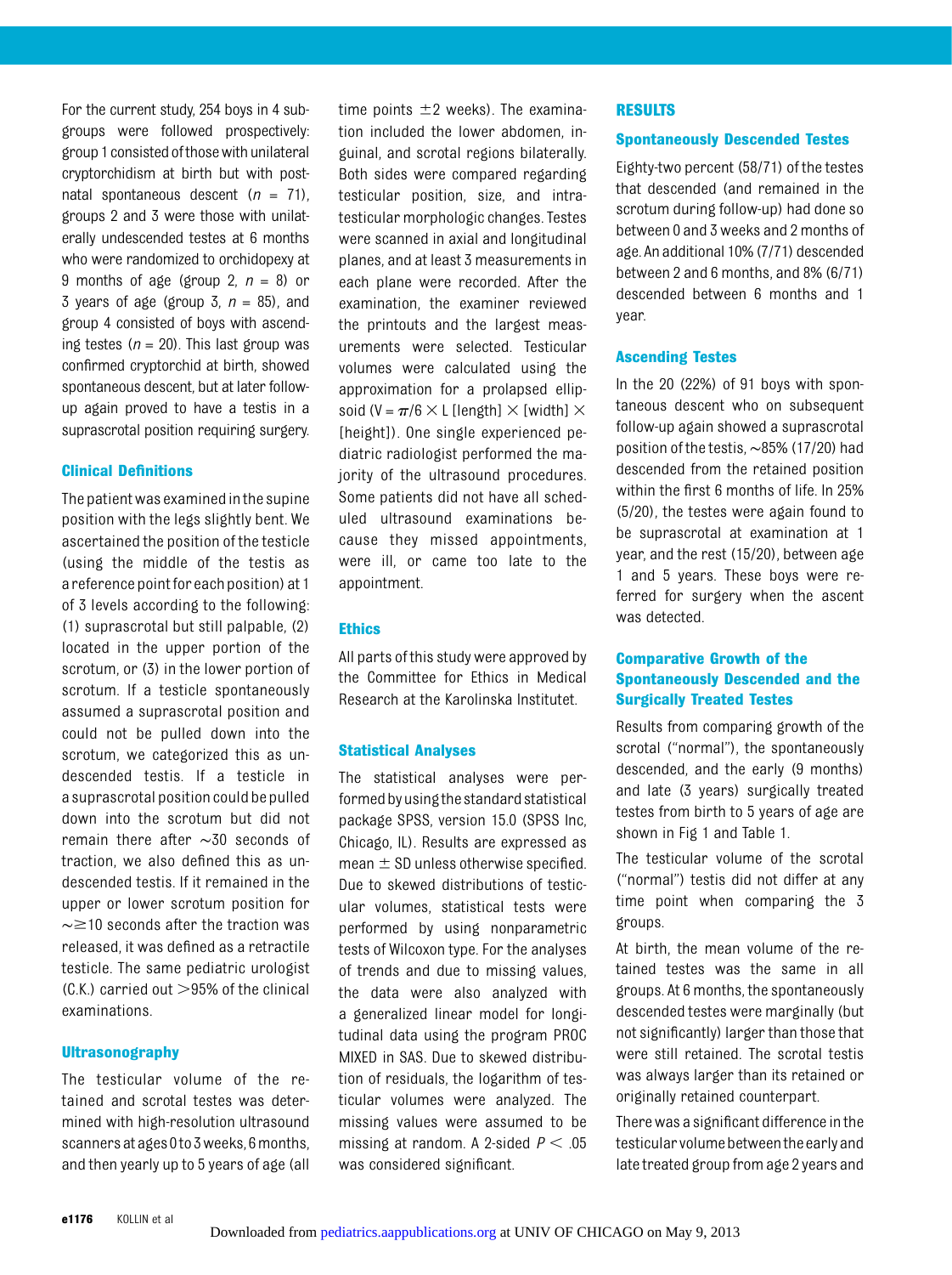For the current study, 254 boys in 4 subgroups were followed prospectively: group 1 consisted of those with unilateral cryptorchidism at birth but with postnatal spontaneous descent ($n$ = 71), groups 2 and 3 were those with unilaterally undescended testes at 6 months who were randomized to orchidopexy at 9 months of age (group 2, $n$ = 8) or 3 years of age (group 3, $n$ = 85), and group 4 consisted of boys with ascending testes ($n$ = 20). This last group was confirmed cryptorchid at birth, showed spontaneous descent, but at later follow-up again proved to have a testis in a suprascrotal position requiring surgery.

### Clinical Definitions

The patient was examined in the supine position with the legs slightly bent. We ascertained the position of the testicle (using the middle of the testis as a reference point for each position) at 1 of 3 levels according to the following: (1) suprascrotal but still palpable, (2) located in the upper portion of the scrotum, or (3) in the lower portion of scrotum. If a testicle spontaneously assumed a suprascrotal position and could not be pulled down into the scrotum, we categorized this as undescended testis. If a testicle in a suprascrotal position could be pulled down into the scrotum but did not remain there after ~30 seconds of traction, we also defined this as undescended testis. If it remained in the upper or lower scrotum position for ~≥10 seconds after the traction was released, it was defined as a retractile testicle. The same pediatric urologist (C.K.) carried out >95% of the clinical examinations.

### Ultrasonography

The testicular volume of the retained and scrotal testes was determined with high-resolution ultrasound scanners at ages 0 to 3 weeks, 6 months, and then yearly up to 5 years of age (all time points ±2 weeks). The examination included the lower abdomen, inguinal, and scrotal regions bilaterally. Both sides were compared regarding testicular position, size, and intratesticular morphologic changes. Testes were scanned in axial and longitudinal planes, and at least 3 measurements in each plane were recorded. After the examination, the examiner reviewed the printouts and the largest measurements were selected. Testicular volumes were calculated using the approximation for a prolapsed ellipsoid ($V = \pi/6 \times L$ [length] $\times$ [width] $\times$ [height]). One single experienced pediatric radiologist performed the majority of the ultrasound procedures. Some patients did not have all scheduled ultrasound examinations because they missed appointments, were ill, or came too late to the appointment.

### Ethics

All parts of this study were approved by the Committee for Ethics in Medical Research at the Karolinska Institutet.

### Statistical Analyses

The statistical analyses were performed by using the standard statistical package SPSS, version 15.0 (SPSS Inc, Chicago, IL). Results are expressed as mean ± SD unless otherwise specified. Due to skewed distributions of testicular volumes, statistical tests were performed by using nonparametric tests of Wilcoxon type. For the analyses of trends and due to missing values, the data were also analyzed with a generalized linear model for longitudinal data using the program PROC MIXED in SAS. Due to skewed distribution of residuals, the logarithm of testicular volumes were analyzed. The missing values were assumed to be missing at random. A 2-sided $P < .05$ was considered significant.

## RESULTS

### Spontaneously Descended Testes

Eighty-two percent (58/71) of the testes that descended (and remained in the scrotum during follow-up) had done so between 0 and 3 weeks and 2 months of age. An additional 10% (7/71) descended between 2 and 6 months, and 8% (6/71) descended between 6 months and 1 year.

### Ascending Testes

In the 20 (22%) of 91 boys with spontaneous descent who on subsequent follow-up again showed a suprascrotal position of the testis, ~85% (17/20) had descended from the retained position within the first 6 months of life. In 25% (5/20), the testes were again found to be suprascrotal at examination at 1 year, and the rest (15/20), between age 1 and 5 years. These boys were referred for surgery when the ascent was detected.

### Comparative Growth of the Spontaneously Descended and the Surgically Treated Testes

Results from comparing growth of the scrotal ("normal"), the spontaneously descended, and the early (9 months) and late (3 years) surgically treated testes from birth to 5 years of age are shown in Fig 1 and Table 1.

The testicular volume of the scrotal ("normal") testis did not differ at any time point when comparing the 3 groups.

At birth, the mean volume of the retained testes was the same in all groups. At 6 months, the spontaneously descended testes were marginally (but not significantly) larger than those that were still retained. The scrotal testis was always larger than its retained or originally retained counterpart.

There was a significant difference in the testicular volume between the early and late treated group from age 2 years and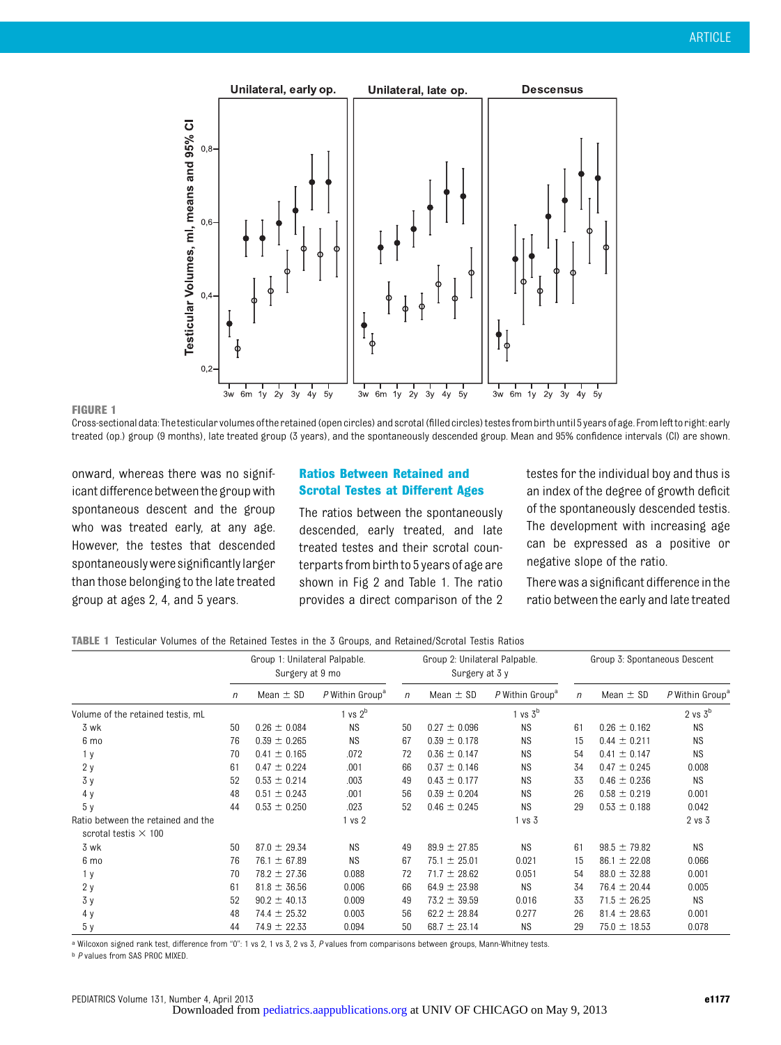**FIGURE 1**

Cross-sectional data: The testicular volumes of the retained (open circles) and scrotal (filled circles) testes from birth until 5 years of age. From left to right: early treated (op.) group (9 months), late treated group (3 years), and the spontaneously descended group. Mean and 95% confidence intervals (CI) are shown.

onward, whereas there was no significant difference between the group with spontaneous descent and the group who was treated early, at any age. However, the testes that descended spontaneously were significantly larger than those belonging to the late treated group at ages 2, 4, and 5 years.

### Ratios Between Retained and Scrotal Testes at Different Ages

The ratios between the spontaneously descended, early treated, and late treated testes and their scrotal counterparts from birth to 5 years of age are shown in Fig 2 and Table 1. The ratio provides a direct comparison of the 2 testes for the individual boy and thus is an index of the degree of growth deficit of the spontaneously descended testis. The development with increasing age can be expressed as a positive or negative slope of the ratio.

There was a significant difference in the ratio between the early and late treated

**TABLE 1** Testicular Volumes of the Retained Testes in the 3 Groups, and Retained/Scrotal Testis Ratios

| | Group 1: Unilateral Palpable. Surgery at 9 mo | | | Group 2: Unilateral Palpable. Surgery at 3 y | | | Group 3: Spontaneous Descent | | |
|---|---|---|---|---|---|---|---|---|---|
| | *n* | Mean ± SD | *P* Within Group[a] | *n* | Mean ± SD | *P* Within Group[a] | *n* | Mean ± SD | *P* Within Group[a] |
| Volume of the retained testis, mL | | | 1 vs 2[b] | | | 1 vs 3[b] | | | 2 vs 3[b] |
| 3 wk | 50 | 0.26 ± 0.084 | NS | 50 | 0.27 ± 0.096 | NS | 61 | 0.26 ± 0.162 | NS |
| 6 mo | 76 | 0.39 ± 0.265 | NS | 67 | 0.39 ± 0.178 | NS | 15 | 0.44 ± 0.211 | NS |
| 1 y | 70 | 0.41 ± 0.165 | .072 | 72 | 0.36 ± 0.147 | NS | 54 | 0.41 ± 0.147 | NS |
| 2 y | 61 | 0.47 ± 0.224 | .001 | 66 | 0.37 ± 0.146 | NS | 34 | 0.47 ± 0.245 | 0.008 |
| 3 y | 52 | 0.53 ± 0.214 | .003 | 49 | 0.43 ± 0.177 | NS | 33 | 0.46 ± 0.236 | NS |
| 4 y | 48 | 0.51 ± 0.243 | .001 | 56 | 0.39 ± 0.204 | NS | 26 | 0.58 ± 0.219 | 0.001 |
| 5 y | 44 | 0.53 ± 0.250 | .023 | 52 | 0.46 ± 0.245 | NS | 29 | 0.53 ± 0.188 | 0.042 |
| Ratio between the retained and the scrotal testis × 100 | | | 1 vs 2 | | | 1 vs 3 | | | 2 vs 3 |
| 3 wk | 50 | 87.0 ± 29.34 | NS | 49 | 89.9 ± 27.85 | NS | 61 | 98.5 ± 79.82 | NS |
| 6 mo | 76 | 76.1 ± 67.89 | NS | 67 | 75.1 ± 25.01 | 0.021 | 15 | 86.1 ± 22.08 | 0.066 |
| 1 y | 70 | 78.2 ± 27.36 | 0.088 | 72 | 71.7 ± 28.62 | 0.051 | 54 | 88.0 ± 32.88 | 0.001 |
| 2 y | 61 | 81.8 ± 36.56 | 0.006 | 66 | 64.9 ± 23.98 | NS | 34 | 76.4 ± 20.44 | 0.005 |
| 3 y | 52 | 90.2 ± 40.13 | 0.009 | 49 | 73.2 ± 39.59 | 0.016 | 33 | 71.5 ± 26.25 | NS |
| 4 y | 48 | 74.4 ± 25.32 | 0.003 | 56 | 62.2 ± 28.84 | 0.277 | 26 | 81.4 ± 28.63 | 0.001 |
| 5 y | 44 | 74.9 ± 22.33 | 0.094 | 50 | 68.7 ± 23.14 | NS | 29 | 75.0 ± 18.53 | 0.078 |

[a] Wilcoxon signed rank test, difference from "0": 1 vs 2, 1 vs 3, 2 vs 3, *P* values from comparisons between groups, Mann-Whitney tests.

[b] *P* values from SAS PROC MIXED.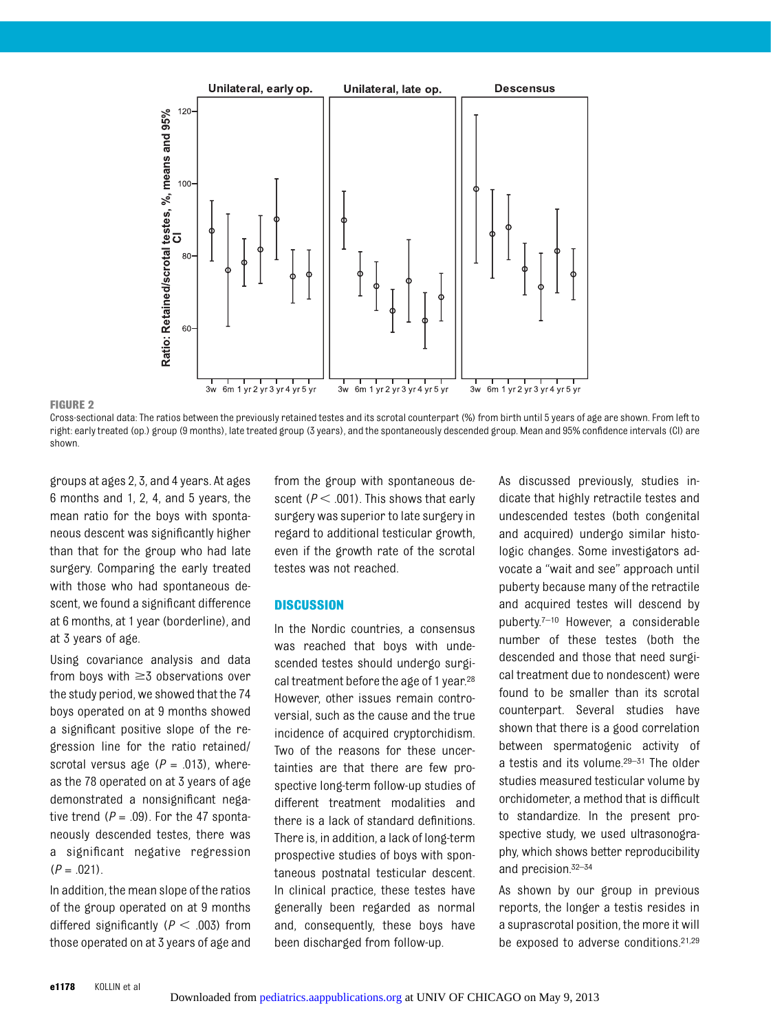FIGURE 2

Cross-sectional data: The ratios between the previously retained testes and its scrotal counterpart (%) from birth until 5 years of age are shown. From left to right: early treated (op.) group (9 months), late treated group (3 years), and the spontaneously descended group. Mean and 95% confidence intervals (CI) are shown.

groups at ages 2, 3, and 4 years. At ages 6 months and 1, 2, 4, and 5 years, the mean ratio for the boys with spontaneous descent was significantly higher than that for the group who had late surgery. Comparing the early treated with those who had spontaneous descent, we found a significant difference at 6 months, at 1 year (borderline), and at 3 years of age.

Using covariance analysis and data from boys with ≥3 observations over the study period, we showed that the 74 boys operated on at 9 months showed a significant positive slope of the regression line for the ratio retained/scrotal versus age ($P = .013$), whereas the 78 operated on at 3 years of age demonstrated a nonsignificant negative trend ($P = .09$). For the 47 spontaneously descended testes, there was a significant negative regression ($P = .021$).

In addition, the mean slope of the ratios of the group operated on at 9 months differed significantly ($P < .003$) from those operated on at 3 years of age and from the group with spontaneous descent ($P < .001$). This shows that early surgery was superior to late surgery in regard to additional testicular growth, even if the growth rate of the scrotal testes was not reached.

## DISCUSSION

In the Nordic countries, a consensus was reached that boys with undescended testes should undergo surgical treatment before the age of 1 year.[28] However, other issues remain controversial, such as the cause and the true incidence of acquired cryptorchidism. Two of the reasons for these uncertainties are that there are few prospective long-term follow-up studies of different treatment modalities and there is a lack of standard definitions. There is, in addition, a lack of long-term prospective studies of boys with spontaneous postnatal testicular descent. In clinical practice, these testes have generally been regarded as normal and, consequently, these boys have been discharged from follow-up.

As discussed previously, studies indicate that highly retractile testes and undescended testes (both congenital and acquired) undergo similar histologic changes. Some investigators advocate a "wait and see" approach until puberty because many of the retractile and acquired testes will descend by puberty.[7–10] However, a considerable number of these testes (both the descended and those that need surgical treatment due to nondescent) were found to be smaller than its scrotal counterpart. Several studies have shown that there is a good correlation between spermatogenic activity of a testis and its volume.[29–31] The older studies measured testicular volume by orchidometer, a method that is difficult to standardize. In the present prospective study, we used ultrasonography, which shows better reproducibility and precision.[32–34]

As shown by our group in previous reports, the longer a testis resides in a suprascrotal position, the more it will be exposed to adverse conditions.[21,29]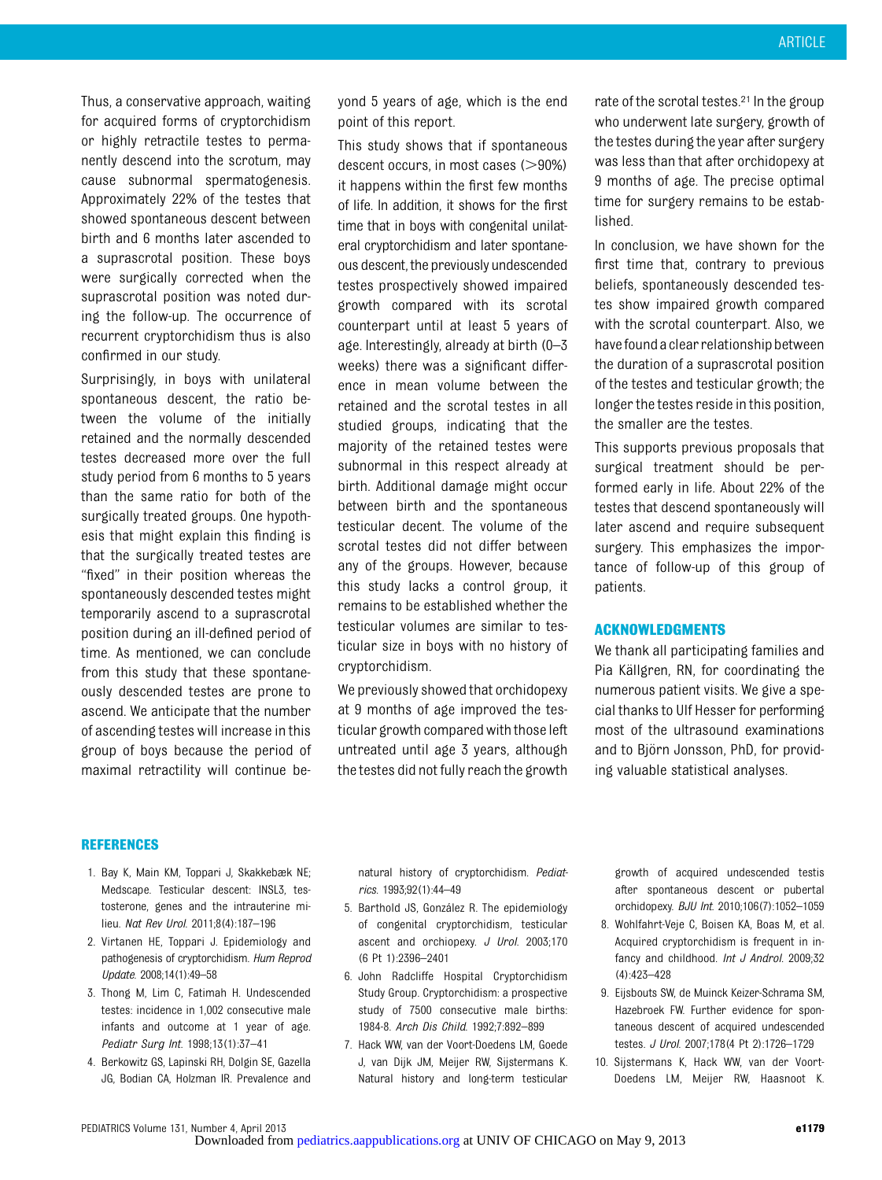Thus, a conservative approach, waiting for acquired forms of cryptorchidism or highly retractile testes to permanently descend into the scrotum, may cause subnormal spermatogenesis. Approximately 22% of the testes that showed spontaneous descent between birth and 6 months later ascended to a suprascrotal position. These boys were surgically corrected when the suprascrotal position was noted during the follow-up. The occurrence of recurrent cryptorchidism thus is also confirmed in our study.

Surprisingly, in boys with unilateral spontaneous descent, the ratio between the volume of the initially retained and the normally descended testes decreased more over the full study period from 6 months to 5 years than the same ratio for both of the surgically treated groups. One hypothesis that might explain this finding is that the surgically treated testes are "fixed" in their position whereas the spontaneously descended testes might temporarily ascend to a suprascrotal position during an ill-defined period of time. As mentioned, we can conclude from this study that these spontaneously descended testes are prone to ascend. We anticipate that the number of ascending testes will increase in this group of boys because the period of maximal retractility will continue beyond 5 years of age, which is the end point of this report.

This study shows that if spontaneous descent occurs, in most cases (>90%) it happens within the first few months of life. In addition, it shows for the first time that in boys with congenital unilateral cryptorchidism and later spontaneous descent, the previously undescended testes prospectively showed impaired growth compared with its scrotal counterpart until at least 5 years of age. Interestingly, already at birth (0–3 weeks) there was a significant difference in mean volume between the retained and the scrotal testes in all studied groups, indicating that the majority of the retained testes were subnormal in this respect already at birth. Additional damage might occur between birth and the spontaneous testicular decent. The volume of the scrotal testes did not differ between any of the groups. However, because this study lacks a control group, it remains to be established whether the testicular volumes are similar to testicular size in boys with no history of cryptorchidism.

We previously showed that orchidopexy at 9 months of age improved the testicular growth compared with those left untreated until age 3 years, although the testes did not fully reach the growth rate of the scrotal testes.[21] In the group who underwent late surgery, growth of the testes during the year after surgery was less than that after orchidopexy at 9 months of age. The precise optimal time for surgery remains to be established.

In conclusion, we have shown for the first time that, contrary to previous beliefs, spontaneously descended testes show impaired growth compared with the scrotal counterpart. Also, we have found a clear relationship between the duration of a suprascrotal position of the testes and testicular growth; the longer the testes reside in this position, the smaller are the testes.

This supports previous proposals that surgical treatment should be performed early in life. About 22% of the testes that descend spontaneously will later ascend and require subsequent surgery. This emphasizes the importance of follow-up of this group of patients.

## ACKNOWLEDGMENTS

We thank all participating families and Pia Källgren, RN, for coordinating the numerous patient visits. We give a special thanks to Ulf Hesser for performing most of the ultrasound examinations and to Björn Jonsson, PhD, for providing valuable statistical analyses.

## REFERENCES

1. Bay K, Main KM, Toppari J, Skakkebæk NE; Medscape. Testicular descent: INSL3, testosterone, genes and the intrauterine milieu. *Nat Rev Urol*. 2011;8(4):187–196
2. Virtanen HE, Toppari J. Epidemiology and pathogenesis of cryptorchidism. *Hum Reprod Update*. 2008;14(1):49–58
3. Thong M, Lim C, Fatimah H. Undescended testes: incidence in 1,002 consecutive male infants and outcome at 1 year of age. *Pediatr Surg Int*. 1998;13(1):37–41
4. Berkowitz GS, Lapinski RH, Dolgin SE, Gazella JG, Bodian CA, Holzman IR. Prevalence and natural history of cryptorchidism. *Pediatrics*. 1993;92(1):44–49
5. Barthold JS, González R. The epidemiology of congenital cryptorchidism, testicular ascent and orchiopexy. *J Urol*. 2003;170 (6 Pt 1):2396–2401
6. John Radcliffe Hospital Cryptorchidism Study Group. Cryptorchidism: a prospective study of 7500 consecutive male births: 1984-8. *Arch Dis Child*. 1992;7:892–899
7. Hack WW, van der Voort-Doedens LM, Goede J, van Dijk JM, Meijer RW, Sijstermans K. Natural history and long-term testicular growth of acquired undescended testis after spontaneous descent or pubertal orchidopexy. *BJU Int*. 2010;106(7):1052–1059
8. Wohlfahrt-Veje C, Boisen KA, Boas M, et al. Acquired cryptorchidism is frequent in infancy and childhood. *Int J Androl*. 2009;32 (4):423–428
9. Eijsbouts SW, de Muinck Keizer-Schrama SM, Hazebroek FW. Further evidence for spontaneous descent of acquired undescended testes. *J Urol*. 2007;178(4 Pt 2):1726–1729
10. Sijstermans K, Hack WW, van der Voort-Doedens LM, Meijer RW, Haasnoot K.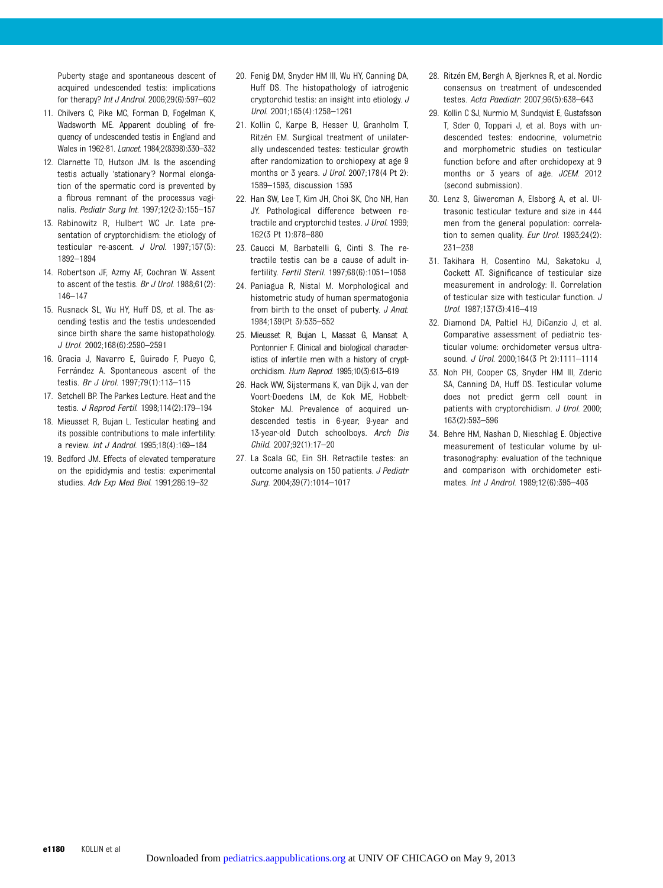Puberty stage and spontaneous descent of acquired undescended testis: implications for therapy? *Int J Androl.* 2006;29(6):597–602

11. Chilvers C, Pike MC, Forman D, Fogelman K, Wadsworth ME. Apparent doubling of frequency of undescended testis in England and Wales in 1962-81. *Lancet.* 1984;2(8398):330–332
12. Clarnette TD, Hutson JM. Is the ascending testis actually 'stationary'? Normal elongation of the spermatic cord is prevented by a fibrous remnant of the processus vaginalis. *Pediatr Surg Int.* 1997;12(2-3):155–157
13. Rabinowitz R, Hulbert WC Jr. Late presentation of cryptorchidism: the etiology of testicular re-ascent. *J Urol.* 1997;157(5):1892–1894
14. Robertson JF, Azmy AF, Cochran W. Assent to ascent of the testis. *Br J Urol.* 1988;61(2):146–147
15. Rusnack SL, Wu HY, Huff DS, et al. The ascending testis and the testis undescended since birth share the same histopathology. *J Urol.* 2002;168(6):2590–2591
16. Gracia J, Navarro E, Guirado F, Pueyo C, Ferrández A. Spontaneous ascent of the testis. *Br J Urol.* 1997;79(1):113–115
17. Setchell BP. The Parkes Lecture. Heat and the testis. *J Reprod Fertil.* 1998;114(2):179–194
18. Mieusset R, Bujan L. Testicular heating and its possible contributions to male infertility: a review. *Int J Androl.* 1995;18(4):169–184
19. Bedford JM. Effects of elevated temperature on the epididymis and testis: experimental studies. *Adv Exp Med Biol.* 1991;286:19–32
20. Fenig DM, Snyder HM III, Wu HY, Canning DA, Huff DS. The histopathology of iatrogenic cryptorchid testis: an insight into etiology. *J Urol.* 2001;165(4):1258–1261
21. Kollin C, Karpe B, Hesser U, Granholm T, Ritzén EM. Surgical treatment of unilaterally undescended testes: testicular growth after randomization to orchiopexy at age 9 months or 3 years. *J Urol.* 2007;178(4 Pt 2):1589–1593, discussion 1593
22. Han SW, Lee T, Kim JH, Choi SK, Cho NH, Han JY. Pathological difference between retractile and cryptorchid testes. *J Urol.* 1999;162(3 Pt 1):878–880
23. Caucci M, Barbatelli G, Cinti S. The retractile testis can be a cause of adult infertility. *Fertil Steril.* 1997;68(6):1051–1058
24. Paniagua R, Nistal M. Morphological and histometric study of human spermatogonia from birth to the onset of puberty. *J Anat.* 1984;139(Pt 3):535–552
25. Mieusset R, Bujan L, Massat G, Mansat A, Pontonnier F. Clinical and biological characteristics of infertile men with a history of cryptorchidism. *Hum Reprod.* 1995;10(3):613–619
26. Hack WW, Sijstermans K, van Dijk J, van der Voort-Doedens LM, de Kok ME, Hobbelt-Stoker MJ. Prevalence of acquired undescended testis in 6-year, 9-year and 13-year-old Dutch schoolboys. *Arch Dis Child.* 2007;92(1):17–20
27. La Scala GC, Ein SH. Retractile testes: an outcome analysis on 150 patients. *J Pediatr Surg.* 2004;39(7):1014–1017
28. Ritzén EM, Bergh A, Bjerknes R, et al. Nordic consensus on treatment of undescended testes. *Acta Paediatr.* 2007;96(5):638–643
29. Kollin C SJ, Nurmio M, Sundqvist E, Gustafsson T, Sder O, Toppari J, et al. Boys with undescended testes: endocrine, volumetric and morphometric studies on testicular function before and after orchidopexy at 9 months or 3 years of age. *JCEM.* 2012 (second submission).
30. Lenz S, Giwercman A, Elsborg A, et al. Ultrasonic testicular texture and size in 444 men from the general population: correlation to semen quality. *Eur Urol.* 1993;24(2):231–238
31. Takihara H, Cosentino MJ, Sakatoku J, Cockett AT. Significance of testicular size measurement in andrology: II. Correlation of testicular size with testicular function. *J Urol.* 1987;137(3):416–419
32. Diamond DA, Paltiel HJ, DiCanzio J, et al. Comparative assessment of pediatric testicular volume: orchidometer versus ultrasound. *J Urol.* 2000;164(3 Pt 2):1111–1114
33. Noh PH, Cooper CS, Snyder HM III, Zderic SA, Canning DA, Huff DS. Testicular volume does not predict germ cell count in patients with cryptorchidism. *J Urol.* 2000;163(2):593–596
34. Behre HM, Nashan D, Nieschlag E. Objective measurement of testicular volume by ultrasonography: evaluation of the technique and comparison with orchidometer estimates. *Int J Androl.* 1989;12(6):395–403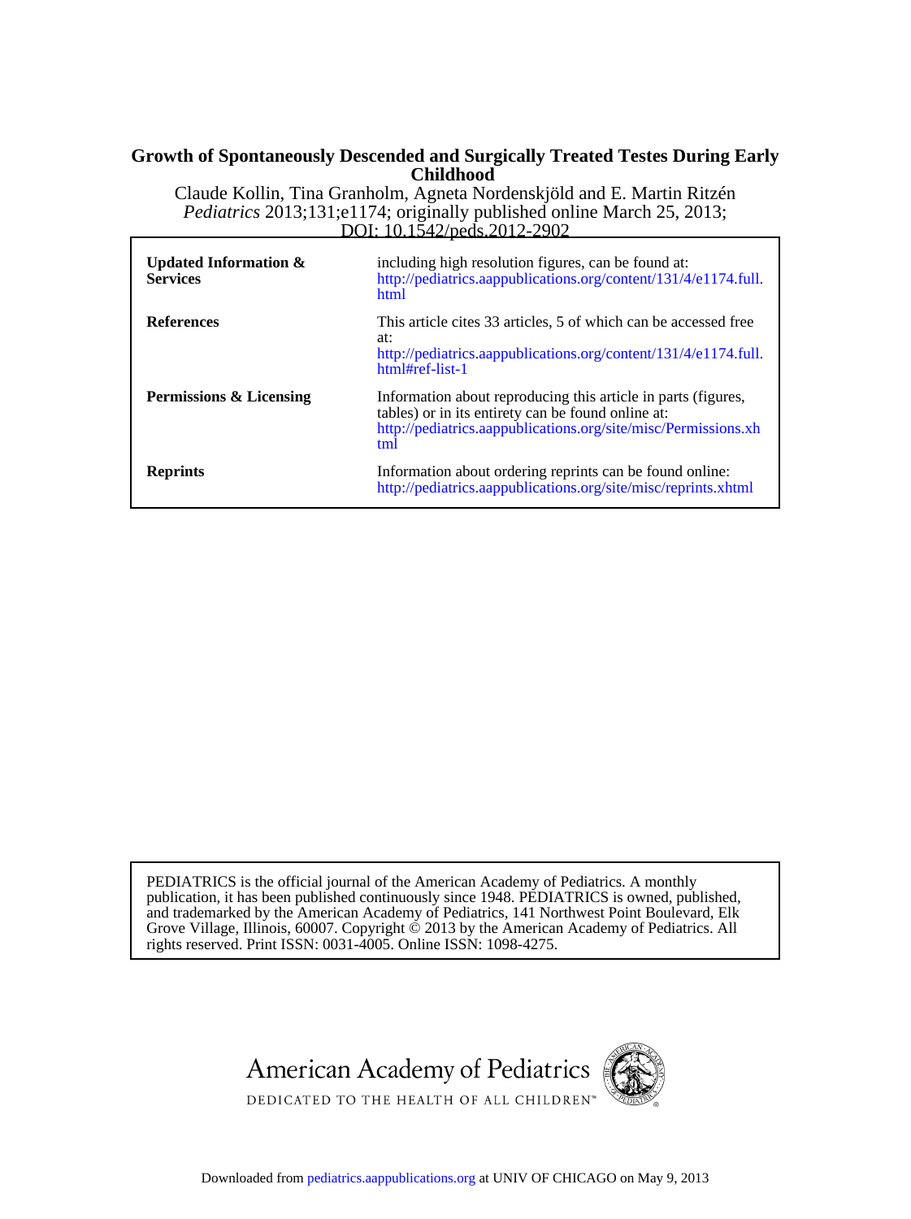**Growth of Spontaneously Descended and Surgically Treated Testes During Early Childhood**

Claude Kollin, Tina Granholm, Agneta Nordenskjöld and E. Martin Ritzén

*Pediatrics* 2013;131;e1174; originally published online March 25, 2013;

DOI: 10.1542/peds.2012-2902

| | |
|---|---|
| **Updated Information & Services** | including high resolution figures, can be found at: http://pediatrics.aappublications.org/content/131/4/e1174.full.html |
| **References** | This article cites 33 articles, 5 of which can be accessed free at: http://pediatrics.aappublications.org/content/131/4/e1174.full.html#ref-list-1 |
| **Permissions & Licensing** | Information about reproducing this article in parts (figures, tables) or in its entirety can be found online at: http://pediatrics.aappublications.org/site/misc/Permissions.xhtml |
| **Reprints** | Information about ordering reprints can be found online: http://pediatrics.aappublications.org/site/misc/reprints.xhtml |

PEDIATRICS is the official journal of the American Academy of Pediatrics. A monthly publication, it has been published continuously since 1948. PEDIATRICS is owned, published, and trademarked by the American Academy of Pediatrics, 141 Northwest Point Boulevard, Elk Grove Village, Illinois, 60007. Copyright © 2013 by the American Academy of Pediatrics. All rights reserved. Print ISSN: 0031-4005. Online ISSN: 1098-4275.

American Academy of Pediatrics

DEDICATED TO THE HEALTH OF ALL CHILDREN™

Downloaded from pediatrics.aappublications.org at UNIV OF CHICAGO on May 9, 2013